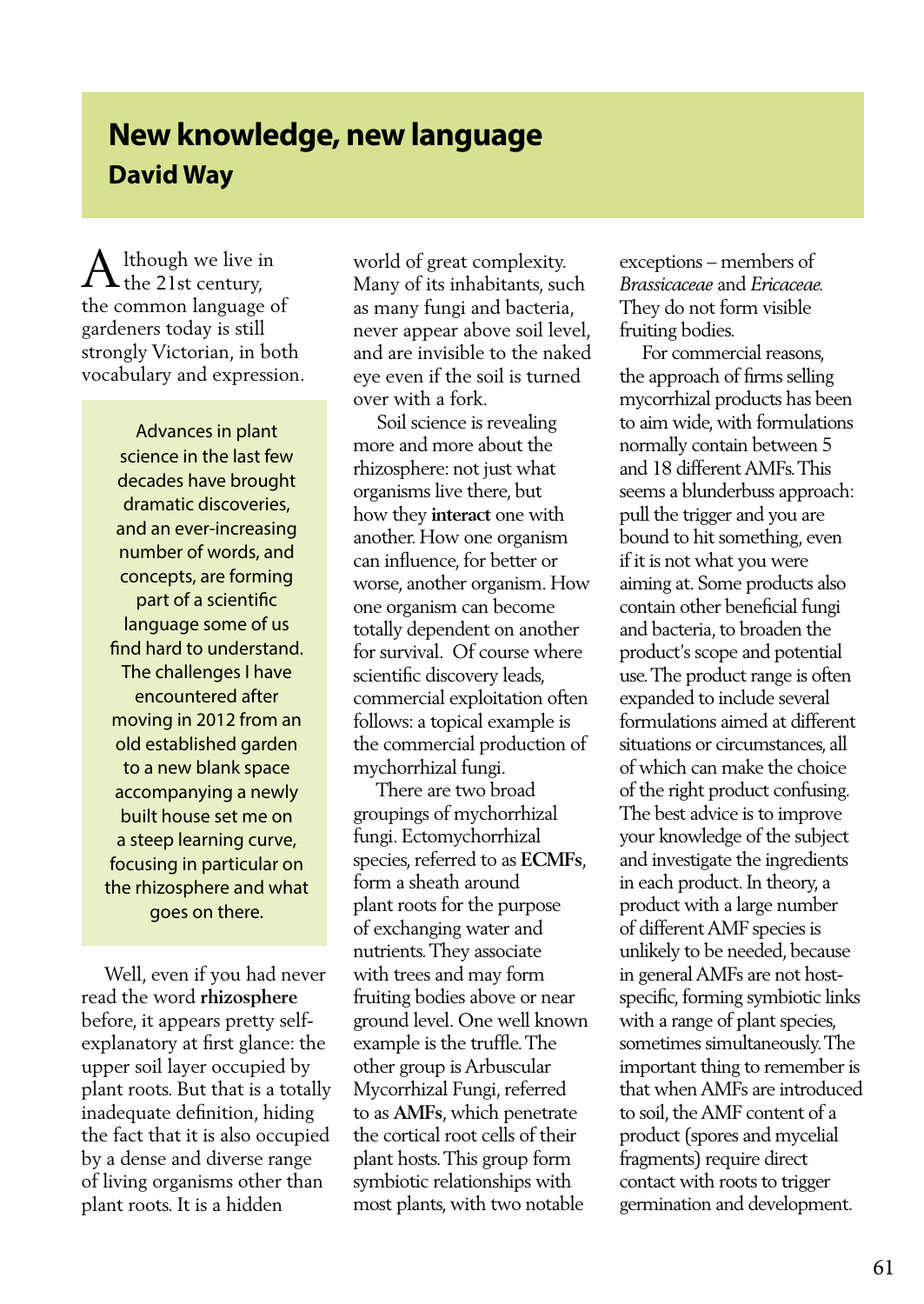# New knowledge, new language

## David Way

Although we live in the 21st century, the common language of gardeners today is still strongly Victorian, in both vocabulary and expression.

> Advances in plant science in the last few decades have brought dramatic discoveries, and an ever-increasing number of words, and concepts, are forming part of a scientific language some of us find hard to understand. The challenges I have encountered after moving in 2012 from an old established garden to a new blank space accompanying a newly built house set me on a steep learning curve, focusing in particular on the rhizosphere and what goes on there.

Well, even if you had never read the word **rhizosphere** before, it appears pretty self-explanatory at first glance: the upper soil layer occupied by plant roots. But that is a totally inadequate definition, hiding the fact that it is also occupied by a dense and diverse range of living organisms other than plant roots. It is a hidden world of great complexity. Many of its inhabitants, such as many fungi and bacteria, never appear above soil level, and are invisible to the naked eye even if the soil is turned over with a fork.

Soil science is revealing more and more about the rhizosphere: not just what organisms live there, but how they **interact** one with another. How one organism can influence, for better or worse, another organism. How one organism can become totally dependent on another for survival. Of course where scientific discovery leads, commercial exploitation often follows: a topical example is the commercial production of mychorrhizal fungi.

There are two broad groupings of mychorrhizal fungi. Ectomychorrhizal species, referred to as **ECMFs**, form a sheath around plant roots for the purpose of exchanging water and nutrients. They associate with trees and may form fruiting bodies above or near ground level. One well known example is the truffle. The other group is Arbuscular Mycorrhizal Fungi, referred to as **AMFs**, which penetrate the cortical root cells of their plant hosts. This group form symbiotic relationships with most plants, with two notable exceptions – members of *Brassicaceae* and *Ericaceae*. They do not form visible fruiting bodies.

For commercial reasons, the approach of firms selling mycorrhizal products has been to aim wide, with formulations normally contain between 5 and 18 different AMFs. This seems a blunderbuss approach: pull the trigger and you are bound to hit something, even if it is not what you were aiming at. Some products also contain other beneficial fungi and bacteria, to broaden the product's scope and potential use. The product range is often expanded to include several formulations aimed at different situations or circumstances, all of which can make the choice of the right product confusing. The best advice is to improve your knowledge of the subject and investigate the ingredients in each product. In theory, a product with a large number of different AMF species is unlikely to be needed, because in general AMFs are not host-specific, forming symbiotic links with a range of plant species, sometimes simultaneously. The important thing to remember is that when AMFs are introduced to soil, the AMF content of a product (spores and mycelial fragments) require direct contact with roots to trigger germination and development.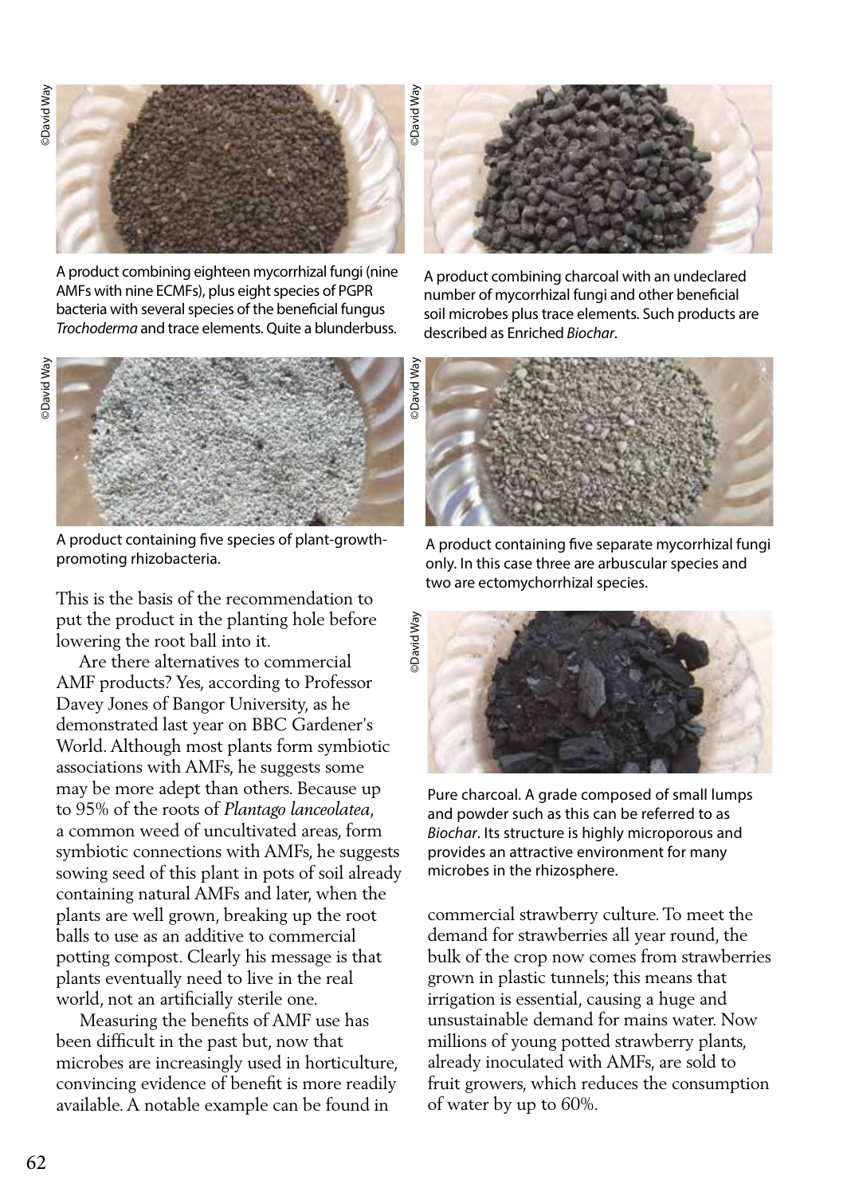©David Way

A product combining eighteen mycorrhizal fungi (nine AMFs with nine ECMFs), plus eight species of PGPR bacteria with several species of the beneficial fungus *Trochoderma* and trace elements. Quite a blunderbuss.

©David Way

A product combining charcoal with an undeclared number of mycorrhizal fungi and other beneficial soil microbes plus trace elements. Such products are described as Enriched *Biochar*.

©David Way

A product containing five species of plant-growth-promoting rhizobacteria.

©David Way

A product containing five separate mycorrhizal fungi only. In this case three are arbuscular species and two are ectomychorrhizal species.

©David Way

Pure charcoal. A grade composed of small lumps and powder such as this can be referred to as *Biochar*. Its structure is highly microporous and provides an attractive environment for many microbes in the rhizosphere.

This is the basis of the recommendation to put the product in the planting hole before lowering the root ball into it.

Are there alternatives to commercial AMF products? Yes, according to Professor Davey Jones of Bangor University, as he demonstrated last year on BBC Gardener's World. Although most plants form symbiotic associations with AMFs, he suggests some may be more adept than others. Because up to 95% of the roots of *Plantago lanceolatea*, a common weed of uncultivated areas, form symbiotic connections with AMFs, he suggests sowing seed of this plant in pots of soil already containing natural AMFs and later, when the plants are well grown, breaking up the root balls to use as an additive to commercial potting compost. Clearly his message is that plants eventually need to live in the real world, not an artificially sterile one.

Measuring the benefits of AMF use has been difficult in the past but, now that microbes are increasingly used in horticulture, convincing evidence of benefit is more readily available. A notable example can be found in commercial strawberry culture. To meet the demand for strawberries all year round, the bulk of the crop now comes from strawberries grown in plastic tunnels; this means that irrigation is essential, causing a huge and unsustainable demand for mains water. Now millions of young potted strawberry plants, already inoculated with AMFs, are sold to fruit growers, which reduces the consumption of water by up to 60%.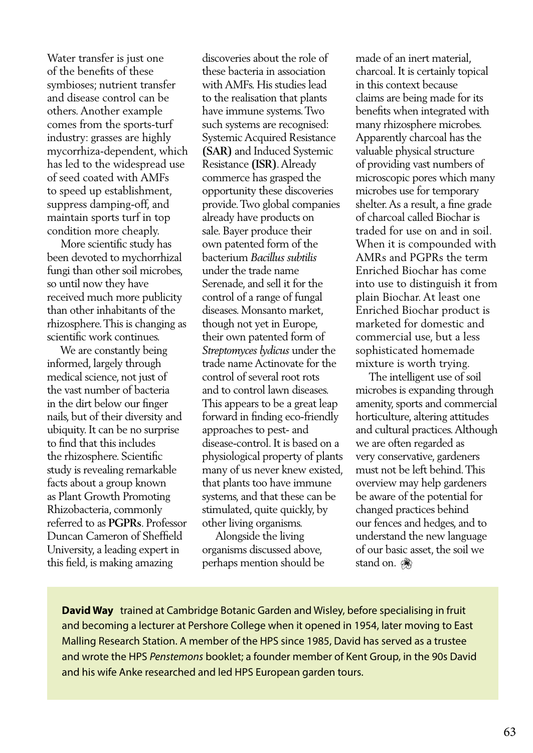Water transfer is just one of the benefits of these symbioses; nutrient transfer and disease control can be others. Another example comes from the sports-turf industry: grasses are highly mycorrhiza-dependent, which has led to the widespread use of seed coated with AMFs to speed up establishment, suppress damping-off, and maintain sports turf in top condition more cheaply.

More scientific study has been devoted to mychorrhizal fungi than other soil microbes, so until now they have received much more publicity than other inhabitants of the rhizosphere. This is changing as scientific work continues.

We are constantly being informed, largely through medical science, not just of the vast number of bacteria in the dirt below our finger nails, but of their diversity and ubiquity. It can be no surprise to find that this includes the rhizosphere. Scientific study is revealing remarkable facts about a group known as Plant Growth Promoting Rhizobacteria, commonly referred to as **PGPRs**. Professor Duncan Cameron of Sheffield University, a leading expert in this field, is making amazing discoveries about the role of these bacteria in association with AMFs. His studies lead to the realisation that plants have immune systems. Two such systems are recognised: Systemic Acquired Resistance **(SAR)** and Induced Systemic Resistance **(ISR)**. Already commerce has grasped the opportunity these discoveries provide. Two global companies already have products on sale. Bayer produce their own patented form of the bacterium *Bacillus subtilis* under the trade name Serenade, and sell it for the control of a range of fungal diseases. Monsanto market, though not yet in Europe, their own patented form of *Streptomyces lydicus* under the trade name Actinovate for the control of several root rots and to control lawn diseases. This appears to be a great leap forward in finding eco-friendly approaches to pest- and disease-control. It is based on a physiological property of plants many of us never knew existed, that plants too have immune systems, and that these can be stimulated, quite quickly, by other living organisms.

Alongside the living organisms discussed above, perhaps mention should be made of an inert material, charcoal. It is certainly topical in this context because claims are being made for its benefits when integrated with many rhizosphere microbes. Apparently charcoal has the valuable physical structure of providing vast numbers of microscopic pores which many microbes use for temporary shelter. As a result, a fine grade of charcoal called Biochar is traded for use on and in soil. When it is compounded with AMRs and PGPRs the term Enriched Biochar has come into use to distinguish it from plain Biochar. At least one Enriched Biochar product is marketed for domestic and commercial use, but a less sophisticated homemade mixture is worth trying.

The intelligent use of soil microbes is expanding through amenity, sports and commercial horticulture, altering attitudes and cultural practices. Although we are often regarded as very conservative, gardeners must not be left behind. This overview may help gardeners be aware of the potential for changed practices behind our fences and hedges, and to understand the new language of our basic asset, the soil we stand on.

**David Way** trained at Cambridge Botanic Garden and Wisley, before specialising in fruit and becoming a lecturer at Pershore College when it opened in 1954, later moving to East Malling Research Station. A member of the HPS since 1985, David has served as a trustee and wrote the HPS *Penstemons* booklet; a founder member of Kent Group, in the 90s David and his wife Anke researched and led HPS European garden tours.